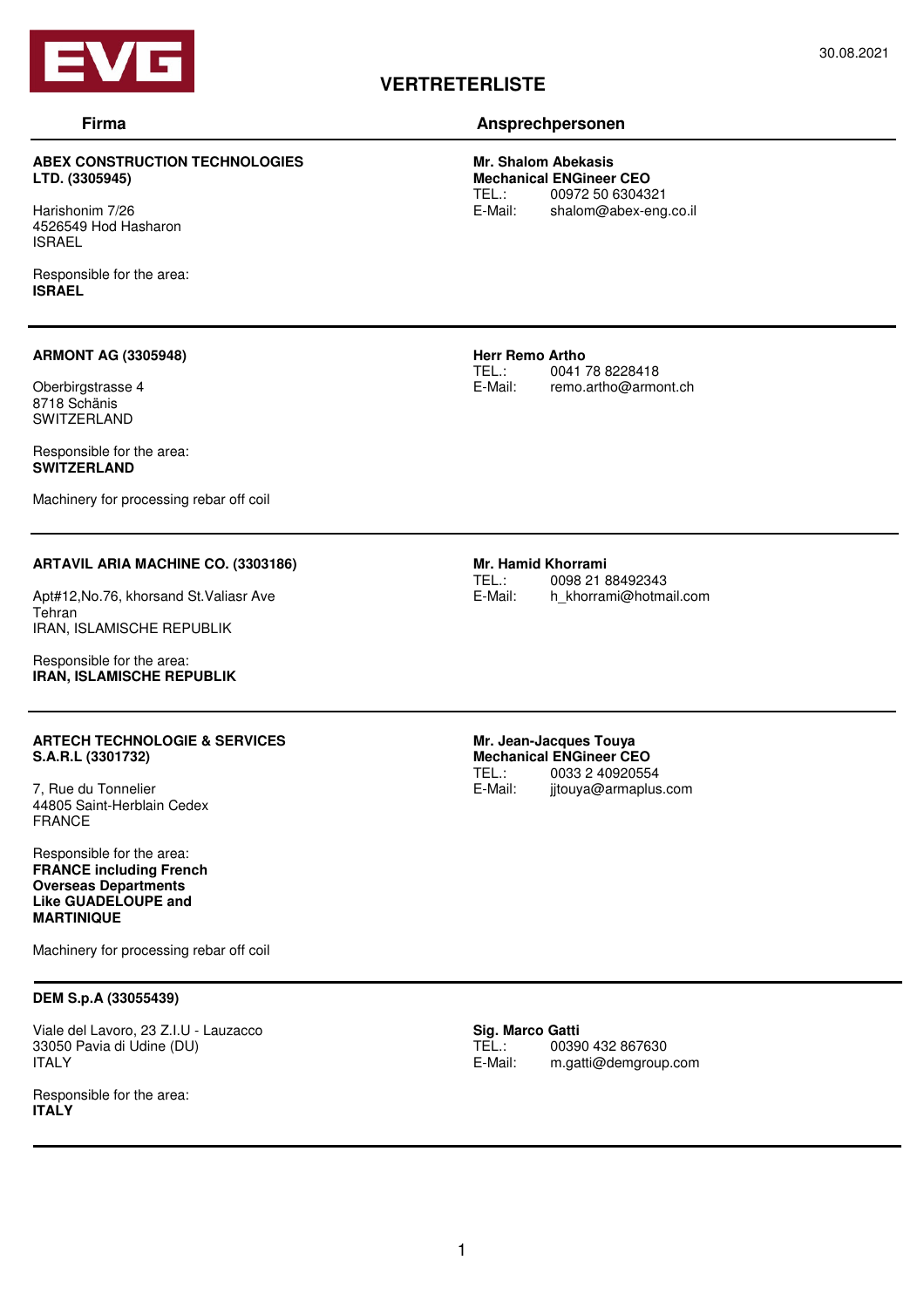30.08.2021

# VERTRETERLISTE

| Firma | Ansprechpersonen |
|---|---|
| **ABEX CONSTRUCTION TECHNOLOGIES LTD. (3305945)**<br><br>Harishonim 7/26<br>4526549 Hod Hasharon<br>ISRAEL<br><br>Responsible for the area:<br>**ISRAEL** | **Mr. Shalom Abekasis**<br>**Mechanical ENGineer CEO**<br>TEL.: 00972 50 6304321<br>E-Mail: shalom@abex-eng.co.il |
| **ARMONT AG (3305948)**<br><br>Oberbirgstrasse 4<br>8718 Schänis<br>SWITZERLAND<br><br>Responsible for the area:<br>**SWITZERLAND**<br><br>Machinery for processing rebar off coil | **Herr Remo Artho**<br>TEL.: 0041 78 8228418<br>E-Mail: remo.artho@armont.ch |
| **ARTAVIL ARIA MACHINE CO. (3303186)**<br><br>Apt#12,No.76, khorsand St.Valiasr Ave<br>Tehran<br>IRAN, ISLAMISCHE REPUBLIK<br><br>Responsible for the area:<br>**IRAN, ISLAMISCHE REPUBLIK** | **Mr. Hamid Khorrami**<br>TEL.: 0098 21 88492343<br>E-Mail: h_khorrami@hotmail.com |
| **ARTECH TECHNOLOGIE & SERVICES S.A.R.L (3301732)**<br><br>7, Rue du Tonnelier<br>44805 Saint-Herblain Cedex<br>FRANCE<br><br>Responsible for the area:<br>**FRANCE including French Overseas Departments Like GUADELOUPE and MARTINIQUE**<br><br>Machinery for processing rebar off coil | **Mr. Jean-Jacques Touya**<br>**Mechanical ENGineer CEO**<br>TEL.: 0033 2 40920554<br>E-Mail: jjtouya@armaplus.com |
| **DEM S.p.A (33055439)**<br><br>Viale del Lavoro, 23 Z.I.U - Lauzacco<br>33050 Pavia di Udine (DU)<br>ITALY<br><br>Responsible for the area:<br>**ITALY** | **Sig. Marco Gatti**<br>TEL.: 00390 432 867630<br>E-Mail: m.gatti@demgroup.com |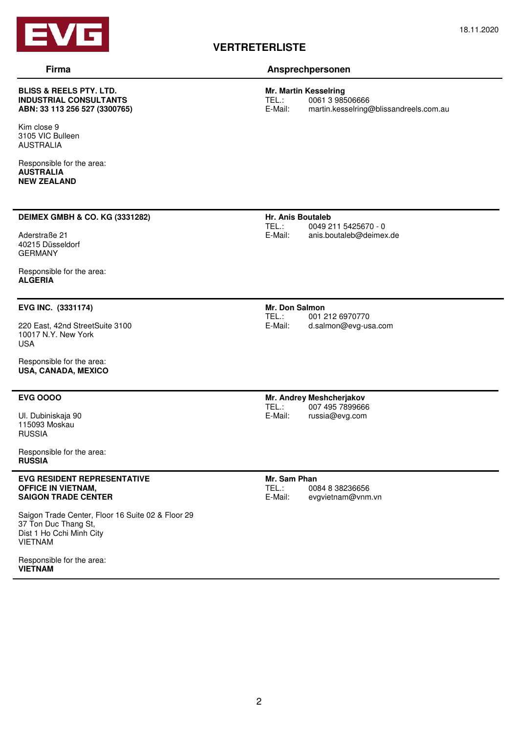18.11.2020

# VERTRETERLISTE

| Firma | Ansprechpersonen |
|---|---|
| **BLISS & REELS PTY. LTD.**<br>**INDUSTRIAL CONSULTANTS**<br>**ABN: 33 113 256 527 (3300765)**<br><br>Kim close 9<br>3105 VIC Bulleen<br>AUSTRALIA<br><br>Responsible for the area:<br>**AUSTRALIA**<br>**NEW ZEALAND** | **Mr. Martin Kesselring**<br>TEL.: 0061 3 98506666<br>E-Mail: martin.kesselring@blissandreels.com.au |
| **DEIMEX GMBH & CO. KG (3331282)**<br><br>Aderstraße 21<br>40215 Düsseldorf<br>GERMANY<br><br>Responsible for the area:<br>**ALGERIA** | **Hr. Anis Boutaleb**<br>TEL.: 0049 211 5425670 - 0<br>E-Mail: anis.boutaleb@deimex.de |
| **EVG INC. (3331174)**<br><br>220 East, 42nd StreetSuite 3100<br>10017 N.Y. New York<br>USA<br><br>Responsible for the area:<br>**USA, CANADA, MEXICO** | **Mr. Don Salmon**<br>TEL.: 001 212 6970770<br>E-Mail: d.salmon@evg-usa.com |
| **EVG OOOO**<br><br>Ul. Dubiniskaja 90<br>115093 Moskau<br>RUSSIA<br><br>Responsible for the area:<br>**RUSSIA** | **Mr. Andrey Meshcherjakov**<br>TEL.: 007 495 7899666<br>E-Mail: russia@evg.com |
| **EVG RESIDENT REPRESENTATIVE**<br>**OFFICE IN VIETNAM,**<br>**SAIGON TRADE CENTER**<br><br>Saigon Trade Center, Floor 16 Suite 02 & Floor 29<br>37 Ton Duc Thang St,<br>Dist 1 Ho Cchi Minh City<br>VIETNAM<br><br>Responsible for the area:<br>**VIETNAM** | **Mr. Sam Phan**<br>TEL.: 0084 8 38236656<br>E-Mail: evgvietnam@vnm.vn |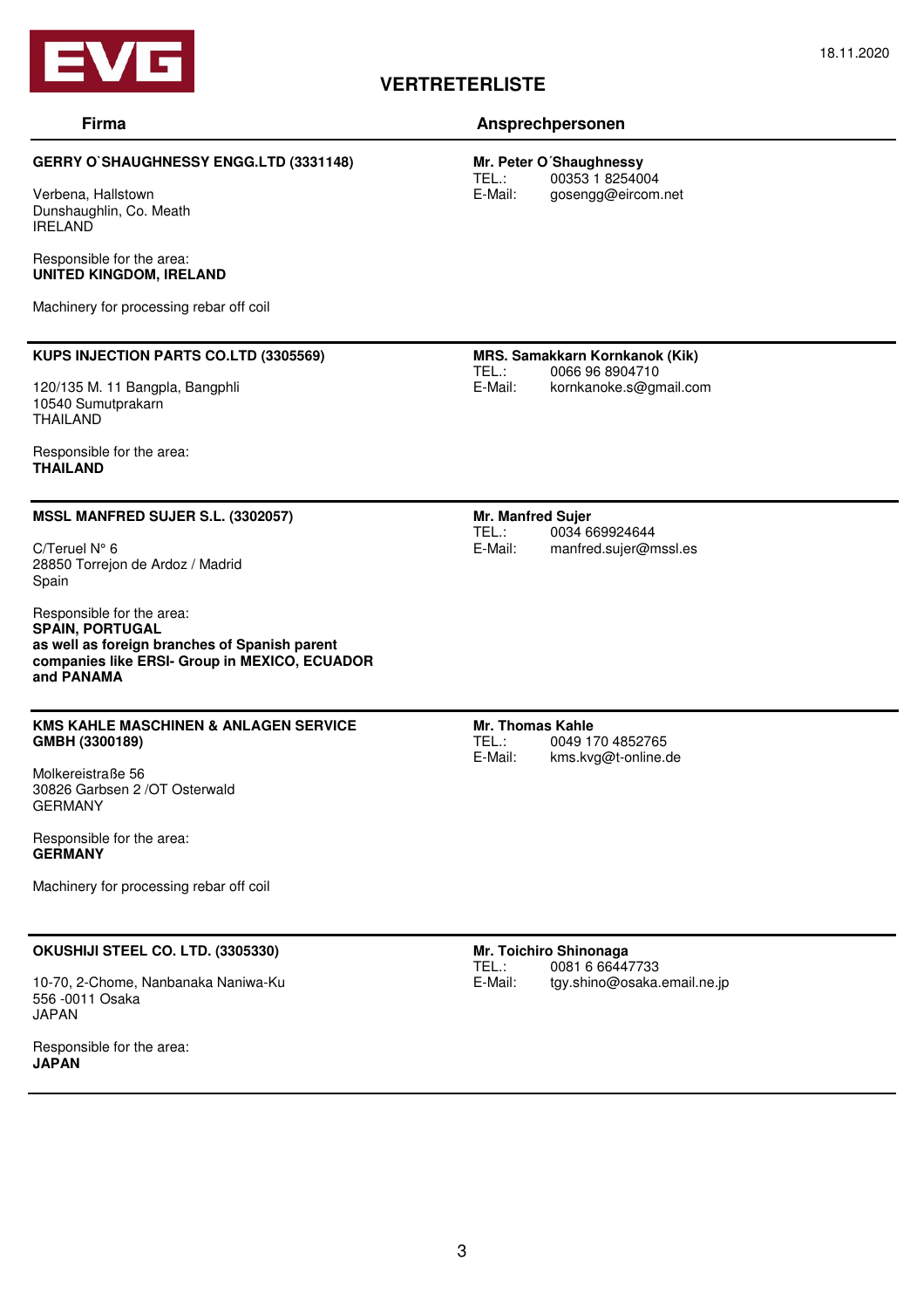# VERTRETERLISTE

18.11.2020

| Firma | Ansprechpersonen |
|---|---|
| **GERRY O`SHAUGHNESSY ENGG.LTD (3331148)**<br><br>Verbena, Hallstown<br>Dunshaughlin, Co. Meath<br>IRELAND<br><br>Responsible for the area:<br>**UNITED KINGDOM, IRELAND**<br><br>Machinery for processing rebar off coil | **Mr. Peter O´Shaughnessy**<br>TEL.: 00353 1 8254004<br>E-Mail: gosengg@eircom.net |
| **KUPS INJECTION PARTS CO.LTD (3305569)**<br><br>120/135 M. 11 Bangpla, Bangphli<br>10540 Sumutprakarn<br>THAILAND<br><br>Responsible for the area:<br>**THAILAND** | **MRS. Samakkarn Kornkanok (Kik)**<br>TEL.: 0066 96 8904710<br>E-Mail: kornkanoke.s@gmail.com |
| **MSSL MANFRED SUJER S.L. (3302057)**<br><br>C/Teruel N° 6<br>28850 Torrejon de Ardoz / Madrid<br>Spain<br><br>Responsible for the area:<br>**SPAIN, PORTUGAL**<br>**as well as foreign branches of Spanish parent companies like ERSI- Group in MEXICO, ECUADOR and PANAMA** | **Mr. Manfred Sujer**<br>TEL.: 0034 669924644<br>E-Mail: manfred.sujer@mssl.es |
| **KMS KAHLE MASCHINEN & ANLAGEN SERVICE GMBH (3300189)**<br><br>Molkereistraße 56<br>30826 Garbsen 2 /OT Osterwald<br>GERMANY<br><br>Responsible for the area:<br>**GERMANY**<br><br>Machinery for processing rebar off coil | **Mr. Thomas Kahle**<br>TEL.: 0049 170 4852765<br>E-Mail: kms.kvg@t-online.de |
| **OKUSHIJI STEEL CO. LTD. (3305330)**<br><br>10-70, 2-Chome, Nanbanaka Naniwa-Ku<br>556 -0011 Osaka<br>JAPAN<br><br>Responsible for the area:<br>**JAPAN** | **Mr. Toichiro Shinonaga**<br>TEL.: 0081 6 66447733<br>E-Mail: tgy.shino@osaka.email.ne.jp |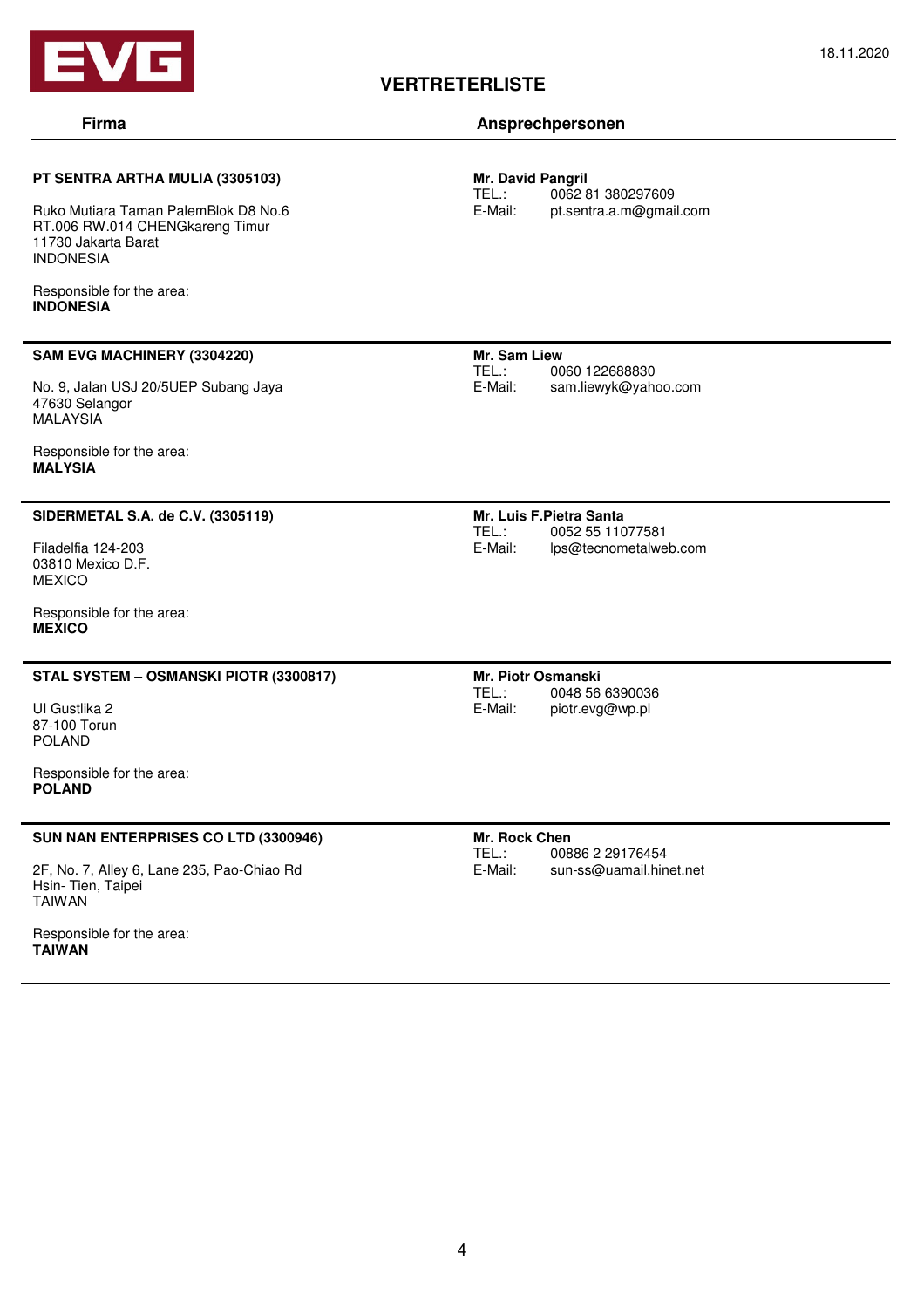EVG

18.11.2020

# VERTRETERLISTE

| Firma | Ansprechpersonen |
|---|---|
| **PT SENTRA ARTHA MULIA (3305103)**<br><br>Ruko Mutiara Taman PalemBlok D8 No.6<br>RT.006 RW.014 CHENGkareng Timur<br>11730 Jakarta Barat<br>INDONESIA<br><br>Responsible for the area:<br>**INDONESIA** | **Mr. David Pangril**<br>TEL.: 0062 81 380297609<br>E-Mail: pt.sentra.a.m@gmail.com |
| **SAM EVG MACHINERY (3304220)**<br><br>No. 9, Jalan USJ 20/5UEP Subang Jaya<br>47630 Selangor<br>MALAYSIA<br><br>Responsible for the area:<br>**MALYSIA** | **Mr. Sam Liew**<br>TEL.: 0060 122688830<br>E-Mail: sam.liewyk@yahoo.com |
| **SIDERMETAL S.A. de C.V. (3305119)**<br><br>Filadelfia 124-203<br>03810 Mexico D.F.<br>MEXICO<br><br>Responsible for the area:<br>**MEXICO** | **Mr. Luis F.Pietra Santa**<br>TEL.: 0052 55 11077581<br>E-Mail: lps@tecnometalweb.com |
| **STAL SYSTEM – OSMANSKI PIOTR (3300817)**<br><br>Ul Gustlika 2<br>87-100 Torun<br>POLAND<br><br>Responsible for the area:<br>**POLAND** | **Mr. Piotr Osmanski**<br>TEL.: 0048 56 6390036<br>E-Mail: piotr.evg@wp.pl |
| **SUN NAN ENTERPRISES CO LTD (3300946)**<br><br>2F, No. 7, Alley 6, Lane 235, Pao-Chiao Rd<br>Hsin- Tien, Taipei<br>TAIWAN<br><br>Responsible for the area:<br>**TAIWAN** | **Mr. Rock Chen**<br>TEL.: 00886 2 29176454<br>E-Mail: sun-ss@uamail.hinet.net |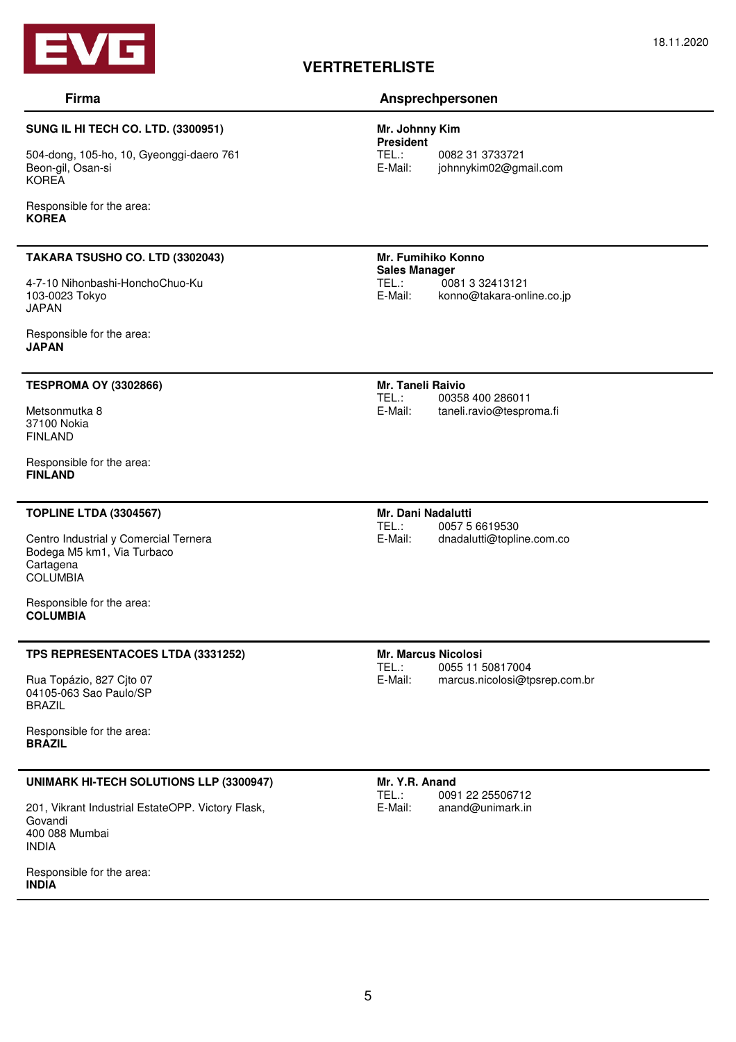# VERTRETERLISTE

18.11.2020

| Firma | Ansprechpersonen |
|---|---|
| **SUNG IL HI TECH CO. LTD. (3300951)**<br><br>504-dong, 105-ho, 10, Gyeonggi-daero 761<br>Beon-gil, Osan-si<br>KOREA<br><br>Responsible for the area:<br>**KOREA** | **Mr. Johnny Kim**<br>**President**<br>TEL.: 0082 31 3733721<br>E-Mail: johnnykim02@gmail.com |
| **TAKARA TSUSHO CO. LTD (3302043)**<br><br>4-7-10 Nihonbashi-HonchoChuo-Ku<br>103-0023 Tokyo<br>JAPAN<br><br>Responsible for the area:<br>**JAPAN** | **Mr. Fumihiko Konno**<br>**Sales Manager**<br>TEL.: 0081 3 32413121<br>E-Mail: konno@takara-online.co.jp |
| **TESPROMA OY (3302866)**<br><br>Metsonmutka 8<br>37100 Nokia<br>FINLAND<br><br>Responsible for the area:<br>**FINLAND** | **Mr. Taneli Raivio**<br>TEL.: 00358 400 286011<br>E-Mail: taneli.ravio@tesproma.fi |
| **TOPLINE LTDA (3304567)**<br><br>Centro Industrial y Comercial Ternera<br>Bodega M5 km1, Via Turbaco<br>Cartagena<br>COLUMBIA<br><br>Responsible for the area:<br>**COLUMBIA** | **Mr. Dani Nadalutti**<br>TEL.: 0057 5 6619530<br>E-Mail: dnadalutti@topline.com.co |
| **TPS REPRESENTACOES LTDA (3331252)**<br><br>Rua Topázio, 827 Cjto 07<br>04105-063 Sao Paulo/SP<br>BRAZIL<br><br>Responsible for the area:<br>**BRAZIL** | **Mr. Marcus Nicolosi**<br>TEL.: 0055 11 50817004<br>E-Mail: marcus.nicolosi@tpsrep.com.br |
| **UNIMARK HI-TECH SOLUTIONS LLP (3300947)**<br><br>201, Vikrant Industrial EstateOPP. Victory Flask,<br>Govandi<br>400 088 Mumbai<br>INDIA<br><br>Responsible for the area:<br>**INDIA** | **Mr. Y.R. Anand**<br>TEL.: 0091 22 25506712<br>E-Mail: anand@unimark.in |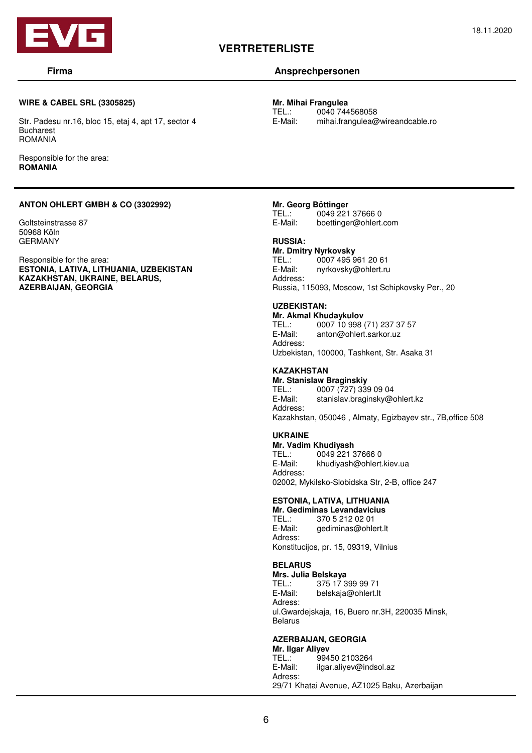18.11.2020

# VERTRETERLISTE

| Firma | Ansprechpersonen |
|---|---|
| **WIRE & CABEL SRL (3305825)**<br><br>Str. Padesu nr.16, bloc 15, etaj 4, apt 17, sector 4<br>Bucharest<br>ROMANIA<br><br>Responsible for the area:<br>**ROMANIA** | **Mr. Mihai Frangulea**<br>TEL.: 0040 744568058<br>E-Mail: mihai.frangulea@wireandcable.ro |
| **ANTON OHLERT GMBH & CO (3302992)**<br><br>Goltsteinstrasse 87<br>50968 Köln<br>GERMANY<br><br>Responsible for the area:<br>**ESTONIA, LATIVA, LITHUANIA, UZBEKISTAN KAZAKHSTAN, UKRAINE, BELARUS, AZERBAIJAN, GEORGIA** | **Mr. Georg Böttinger**<br>TEL.: 0049 221 37666 0<br>E-Mail: boettinger@ohlert.com<br><br>**RUSSIA:**<br>**Mr. Dmitry Nyrkovsky**<br>TEL.: 0007 495 961 20 61<br>E-Mail: nyrkovsky@ohlert.ru<br>Address:<br>Russia, 115093, Moscow, 1st Schipkovsky Per., 20<br><br>**UZBEKISTAN:**<br>**Mr. Akmal Khudaykulov**<br>TEL.: 0007 10 998 (71) 237 37 57<br>E-Mail: anton@ohlert.sarkor.uz<br>Address:<br>Uzbekistan, 100000, Tashkent, Str. Asaka 31<br><br>**KAZAKHSTAN**<br>**Mr. Stanislaw Braginskiy**<br>TEL.: 0007 (727) 339 09 04<br>E-Mail: stanislav.braginsky@ohlert.kz<br>Address:<br>Kazakhstan, 050046 , Almaty, Egizbayev str., 7B,office 508<br><br>**UKRAINE**<br>**Mr. Vadim Khudiyash**<br>TEL.: 0049 221 37666 0<br>E-Mail: khudiyash@ohlert.kiev.ua<br>Address:<br>02002, Mykilsko-Slobidska Str, 2-B, office 247<br><br>**ESTONIA, LATIVA, LITHUANIA**<br>**Mr. Gediminas Levandavicius**<br>TEL.: 370 5 212 02 01<br>E-Mail: gediminas@ohlert.lt<br>Adress:<br>Konstitucijos, pr. 15, 09319, Vilnius<br><br>**BELARUS**<br>**Mrs. Julia Belskaya**<br>TEL.: 375 17 399 99 71<br>E-Mail: belskaja@ohlert.lt<br>Adress:<br>ul.Gwardejskaja, 16, Buero nr.3H, 220035 Minsk, Belarus<br><br>**AZERBAIJAN, GEORGIA**<br>**Mr. Ilgar Aliyev**<br>TEL.: 99450 2103264<br>E-Mail: ilgar.aliyev@indsol.az<br>Adress:<br>29/71 Khatai Avenue, AZ1025 Baku, Azerbaijan |